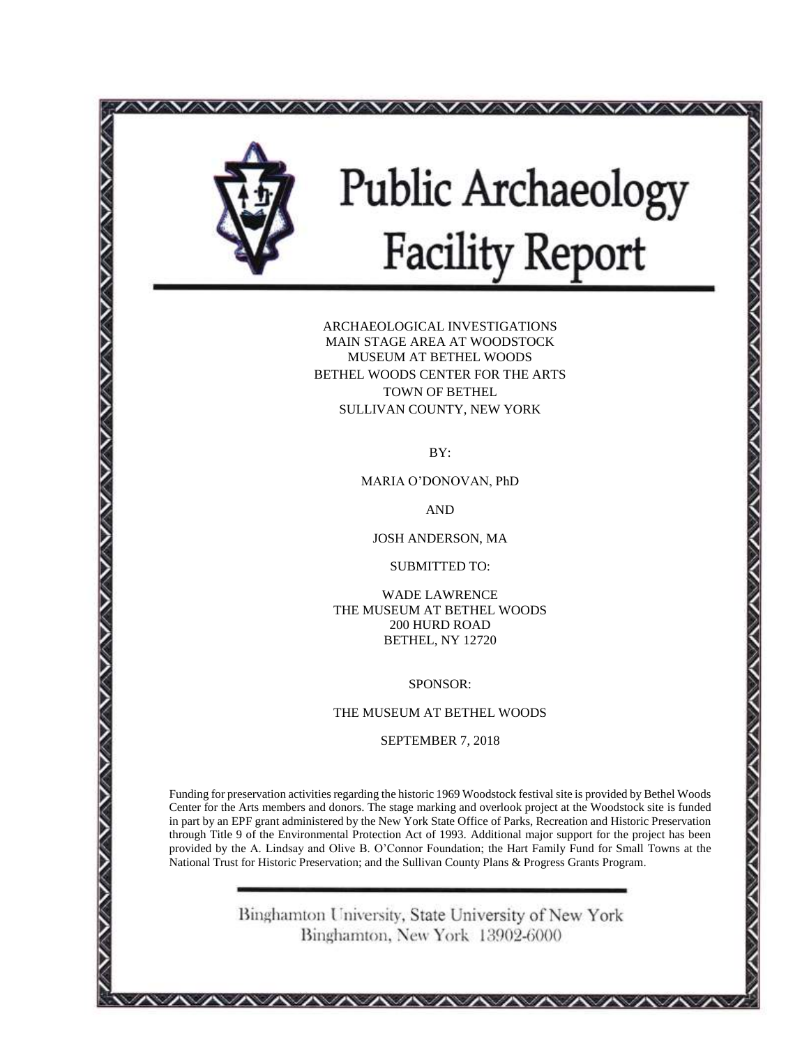# Public Archaeology Facility Report

ARCHAEOLOGICAL INVESTIGATIONS
MAIN STAGE AREA AT WOODSTOCK
MUSEUM AT BETHEL WOODS
BETHEL WOODS CENTER FOR THE ARTS
TOWN OF BETHEL
SULLIVAN COUNTY, NEW YORK

BY:

MARIA O'DONOVAN, PhD

AND

JOSH ANDERSON, MA

SUBMITTED TO:

WADE LAWRENCE
THE MUSEUM AT BETHEL WOODS
200 HURD ROAD
BETHEL, NY 12720

SPONSOR:

THE MUSEUM AT BETHEL WOODS

SEPTEMBER 7, 2018

Funding for preservation activities regarding the historic 1969 Woodstock festival site is provided by Bethel Woods Center for the Arts members and donors. The stage marking and overlook project at the Woodstock site is funded in part by an EPF grant administered by the New York State Office of Parks, Recreation and Historic Preservation through Title 9 of the Environmental Protection Act of 1993. Additional major support for the project has been provided by the A. Lindsay and Olive B. O'Connor Foundation; the Hart Family Fund for Small Towns at the National Trust for Historic Preservation; and the Sullivan County Plans & Progress Grants Program.

Binghamton University, State University of New York
Binghamton, New York 13902-6000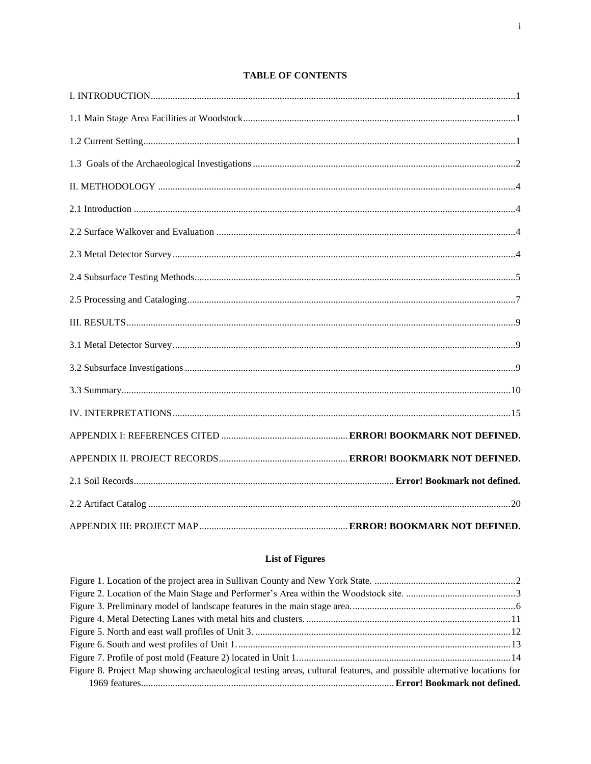## TABLE OF CONTENTS

I. INTRODUCTION....................................................................................................................................1

1.1 Main Stage Area Facilities at Woodstock...............................................................................................1

1.2 Current Setting.......................................................................................................................................1

1.3 Goals of the Archaeological Investigations ..........................................................................................2

II. METHODOLOGY .................................................................................................................................4

2.1 Introduction ...........................................................................................................................................4

2.2 Surface Walkover and Evaluation .........................................................................................................4

2.3 Metal Detector Survey...........................................................................................................................4

2.4 Subsurface Testing Methods..................................................................................................................5

2.5 Processing and Cataloging.....................................................................................................................7

III. RESULTS..............................................................................................................................................9

3.1 Metal Detector Survey...........................................................................................................................9

3.2 Subsurface Investigations ......................................................................................................................9

3.3 Summary..............................................................................................................................................10

IV. INTERPRETATIONS.........................................................................................................................15

APPENDIX I: REFERENCES CITED ................................................... **ERROR! BOOKMARK NOT DEFINED.**

APPENDIX II. PROJECT RECORDS.................................................... **ERROR! BOOKMARK NOT DEFINED.**

2.1 Soil Records.......................................................................................... **Error! Bookmark not defined.**

2.2 Artifact Catalog ...................................................................................................................................20

APPENDIX III: PROJECT MAP ............................................................ **ERROR! BOOKMARK NOT DEFINED.**

## List of Figures

Figure 1. Location of the project area in Sullivan County and New York State. ..........................................................2

Figure 2. Location of the Main Stage and Performer's Area within the Woodstock site. .............................................3

Figure 3. Preliminary model of landscape features in the main stage area..................................................................6

Figure 4. Metal Detecting Lanes with metal hits and clusters. ...................................................................................11

Figure 5. North and east wall profiles of Unit 3. ........................................................................................................12

Figure 6. South and west profiles of Unit 1. ...............................................................................................................13

Figure 7. Profile of post mold (Feature 2) located in Unit 1.......................................................................................14

Figure 8. Project Map showing archaeological testing areas, cultural features, and possible alternative locations for 1969 features....................................................................................................... **Error! Bookmark not defined.**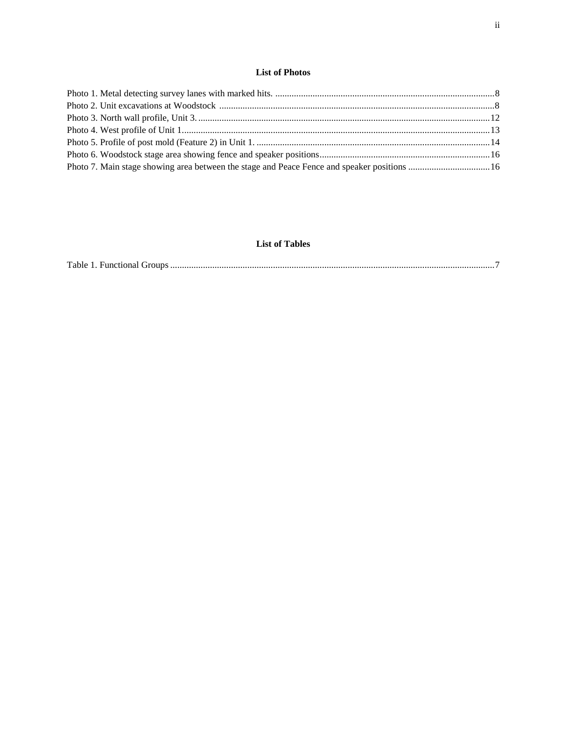## List of Photos

Photo 1. Metal detecting survey lanes with marked hits. ....................................................8
Photo 2. Unit excavations at Woodstock ....................................................8
Photo 3. North wall profile, Unit 3. ....................................................12
Photo 4. West profile of Unit 1....................................................13
Photo 5. Profile of post mold (Feature 2) in Unit 1. ....................................................14
Photo 6. Woodstock stage area showing fence and speaker positions....................................................16
Photo 7. Main stage showing area between the stage and Peace Fence and speaker positions ....................................................16

## List of Tables

Table 1. Functional Groups ....................................................7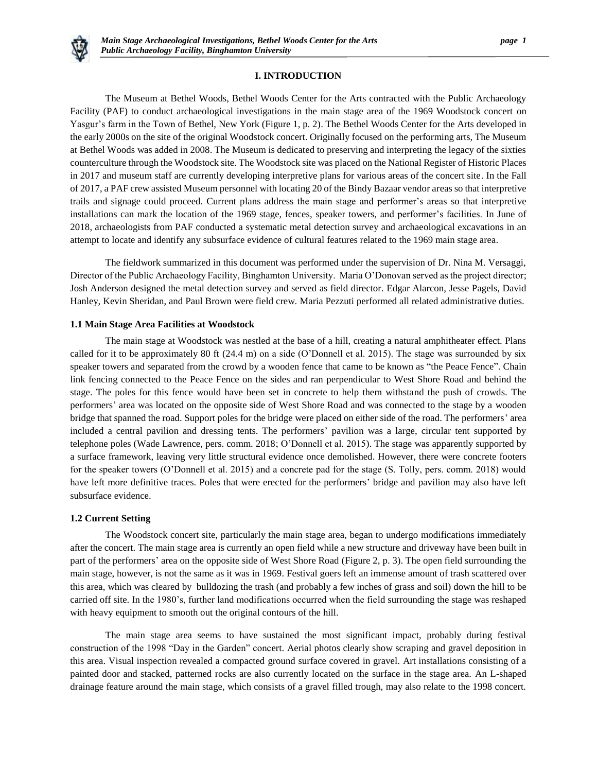## I. INTRODUCTION

The Museum at Bethel Woods, Bethel Woods Center for the Arts contracted with the Public Archaeology Facility (PAF) to conduct archaeological investigations in the main stage area of the 1969 Woodstock concert on Yasgur's farm in the Town of Bethel, New York (Figure 1, p. 2). The Bethel Woods Center for the Arts developed in the early 2000s on the site of the original Woodstock concert. Originally focused on the performing arts, The Museum at Bethel Woods was added in 2008. The Museum is dedicated to preserving and interpreting the legacy of the sixties counterculture through the Woodstock site. The Woodstock site was placed on the National Register of Historic Places in 2017 and museum staff are currently developing interpretive plans for various areas of the concert site. In the Fall of 2017, a PAF crew assisted Museum personnel with locating 20 of the Bindy Bazaar vendor areas so that interpretive trails and signage could proceed. Current plans address the main stage and performer's areas so that interpretive installations can mark the location of the 1969 stage, fences, speaker towers, and performer's facilities. In June of 2018, archaeologists from PAF conducted a systematic metal detection survey and archaeological excavations in an attempt to locate and identify any subsurface evidence of cultural features related to the 1969 main stage area.

The fieldwork summarized in this document was performed under the supervision of Dr. Nina M. Versaggi, Director of the Public Archaeology Facility, Binghamton University. Maria O'Donovan served as the project director; Josh Anderson designed the metal detection survey and served as field director. Edgar Alarcon, Jesse Pagels, David Hanley, Kevin Sheridan, and Paul Brown were field crew. Maria Pezzuti performed all related administrative duties.

### 1.1 Main Stage Area Facilities at Woodstock

The main stage at Woodstock was nestled at the base of a hill, creating a natural amphitheater effect. Plans called for it to be approximately 80 ft (24.4 m) on a side (O'Donnell et al. 2015). The stage was surrounded by six speaker towers and separated from the crowd by a wooden fence that came to be known as "the Peace Fence". Chain link fencing connected to the Peace Fence on the sides and ran perpendicular to West Shore Road and behind the stage. The poles for this fence would have been set in concrete to help them withstand the push of crowds. The performers' area was located on the opposite side of West Shore Road and was connected to the stage by a wooden bridge that spanned the road. Support poles for the bridge were placed on either side of the road. The performers' area included a central pavilion and dressing tents. The performers' pavilion was a large, circular tent supported by telephone poles (Wade Lawrence, pers. comm. 2018; O'Donnell et al. 2015). The stage was apparently supported by a surface framework, leaving very little structural evidence once demolished. However, there were concrete footers for the speaker towers (O'Donnell et al. 2015) and a concrete pad for the stage (S. Tolly, pers. comm. 2018) would have left more definitive traces. Poles that were erected for the performers' bridge and pavilion may also have left subsurface evidence.

### 1.2 Current Setting

The Woodstock concert site, particularly the main stage area, began to undergo modifications immediately after the concert. The main stage area is currently an open field while a new structure and driveway have been built in part of the performers' area on the opposite side of West Shore Road (Figure 2, p. 3). The open field surrounding the main stage, however, is not the same as it was in 1969. Festival goers left an immense amount of trash scattered over this area, which was cleared by bulldozing the trash (and probably a few inches of grass and soil) down the hill to be carried off site. In the 1980's, further land modifications occurred when the field surrounding the stage was reshaped with heavy equipment to smooth out the original contours of the hill.

The main stage area seems to have sustained the most significant impact, probably during festival construction of the 1998 "Day in the Garden" concert. Aerial photos clearly show scraping and gravel deposition in this area. Visual inspection revealed a compacted ground surface covered in gravel. Art installations consisting of a painted door and stacked, patterned rocks are also currently located on the surface in the stage area. An L-shaped drainage feature around the main stage, which consists of a gravel filled trough, may also relate to the 1998 concert.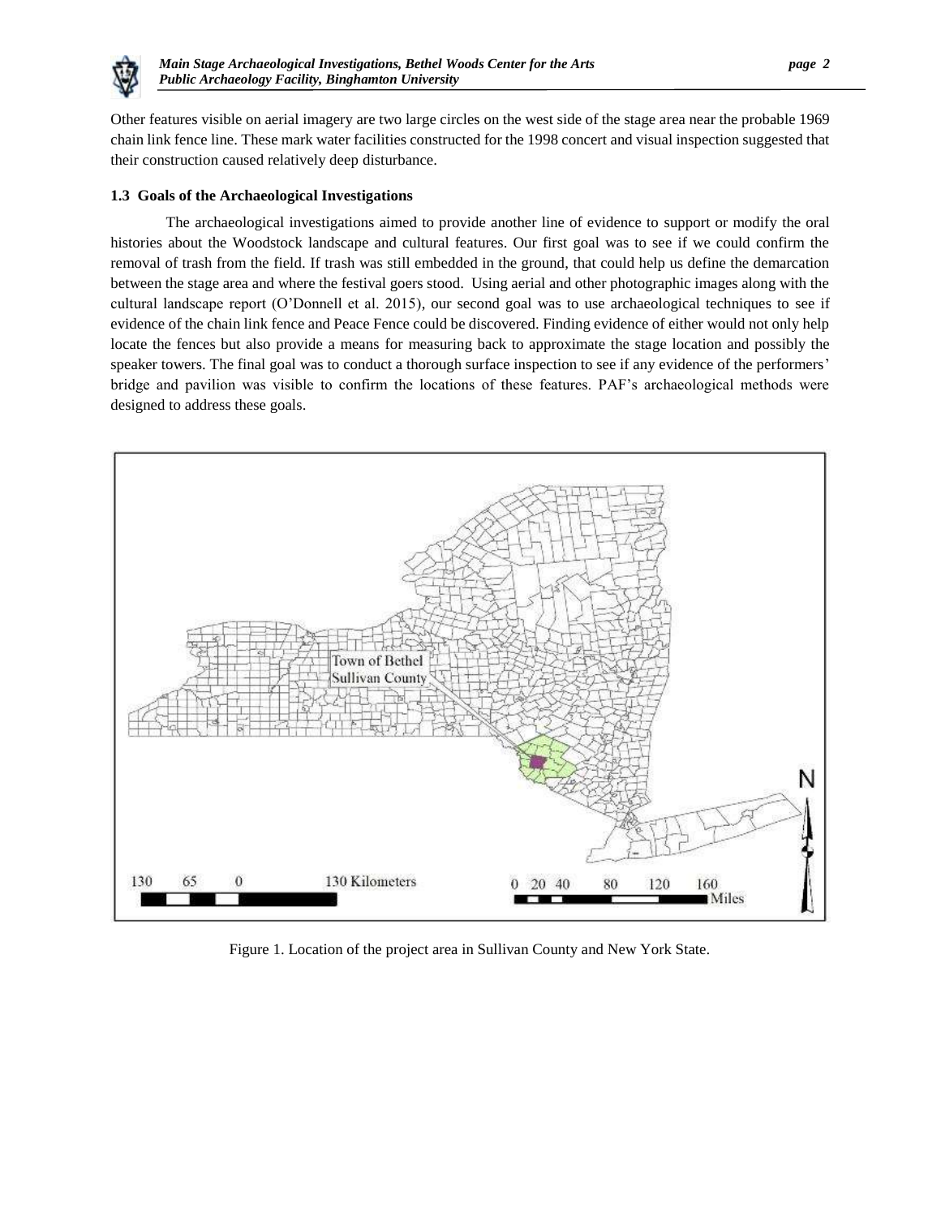Other features visible on aerial imagery are two large circles on the west side of the stage area near the probable 1969 chain link fence line. These mark water facilities constructed for the 1998 concert and visual inspection suggested that their construction caused relatively deep disturbance.

### 1.3 Goals of the Archaeological Investigations

The archaeological investigations aimed to provide another line of evidence to support or modify the oral histories about the Woodstock landscape and cultural features. Our first goal was to see if we could confirm the removal of trash from the field. If trash was still embedded in the ground, that could help us define the demarcation between the stage area and where the festival goers stood. Using aerial and other photographic images along with the cultural landscape report (O'Donnell et al. 2015), our second goal was to use archaeological techniques to see if evidence of the chain link fence and Peace Fence could be discovered. Finding evidence of either would not only help locate the fences but also provide a means for measuring back to approximate the stage location and possibly the speaker towers. The final goal was to conduct a thorough surface inspection to see if any evidence of the performers' bridge and pavilion was visible to confirm the locations of these features. PAF's archaeological methods were designed to address these goals.

Figure 1. Location of the project area in Sullivan County and New York State.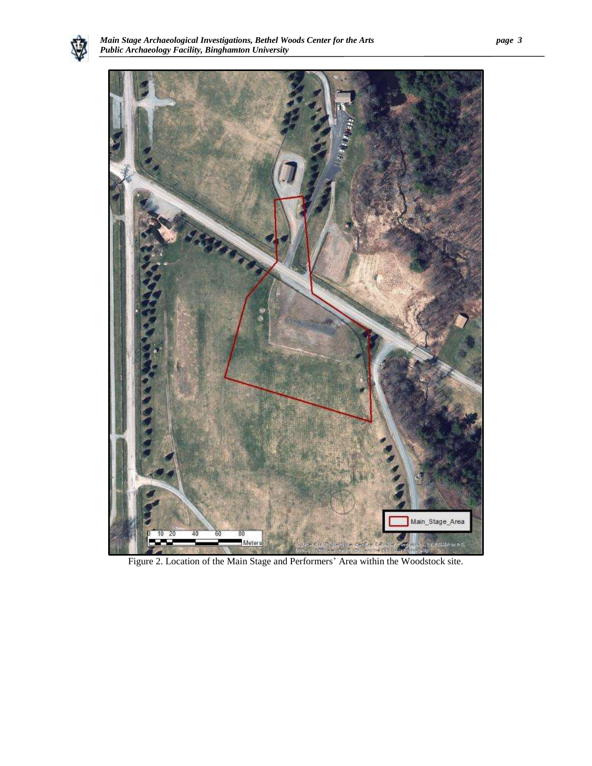Figure 2. Location of the Main Stage and Performers' Area within the Woodstock site.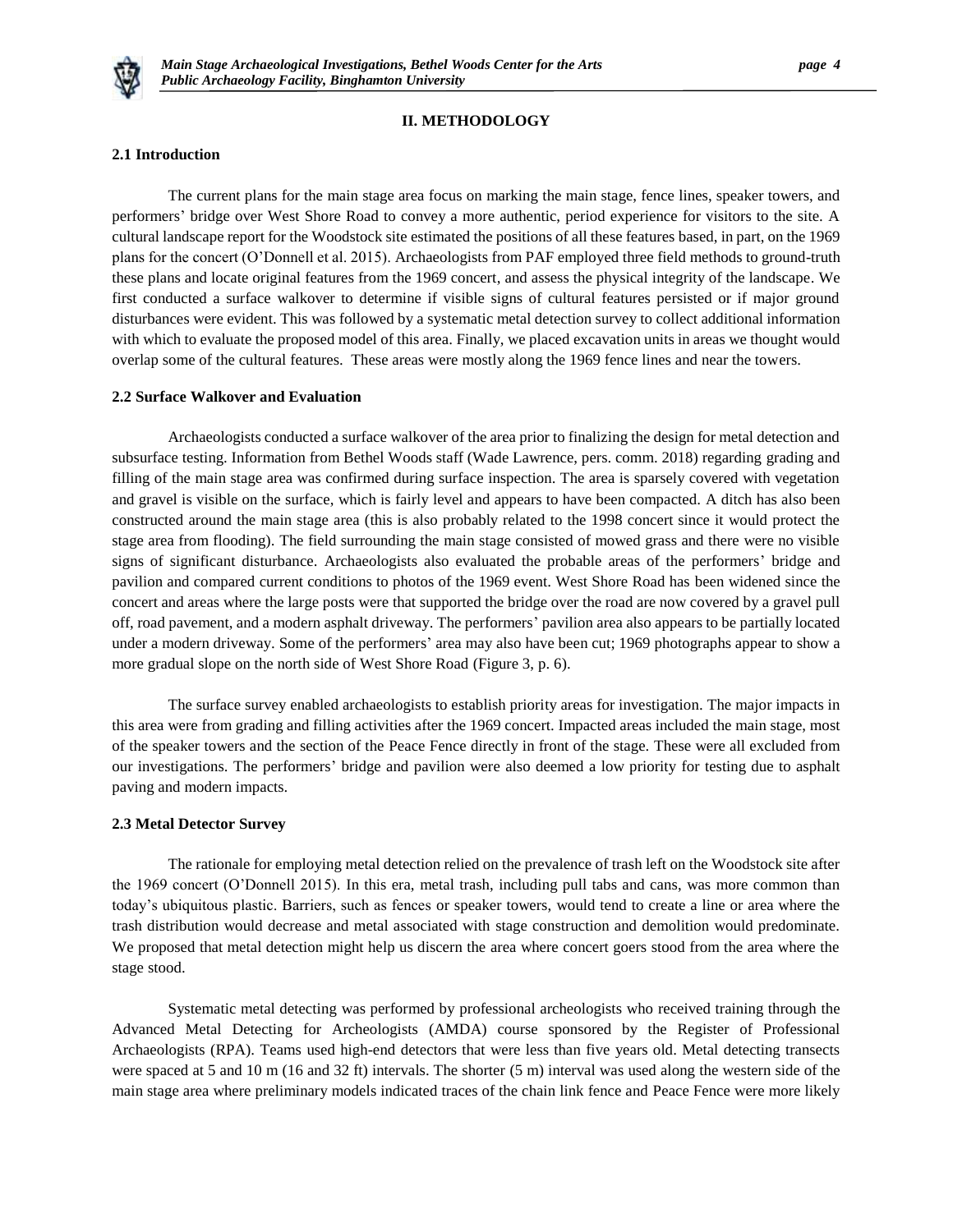## II. METHODOLOGY

### 2.1 Introduction

The current plans for the main stage area focus on marking the main stage, fence lines, speaker towers, and performers' bridge over West Shore Road to convey a more authentic, period experience for visitors to the site. A cultural landscape report for the Woodstock site estimated the positions of all these features based, in part, on the 1969 plans for the concert (O'Donnell et al. 2015). Archaeologists from PAF employed three field methods to ground-truth these plans and locate original features from the 1969 concert, and assess the physical integrity of the landscape. We first conducted a surface walkover to determine if visible signs of cultural features persisted or if major ground disturbances were evident. This was followed by a systematic metal detection survey to collect additional information with which to evaluate the proposed model of this area. Finally, we placed excavation units in areas we thought would overlap some of the cultural features. These areas were mostly along the 1969 fence lines and near the towers.

### 2.2 Surface Walkover and Evaluation

Archaeologists conducted a surface walkover of the area prior to finalizing the design for metal detection and subsurface testing. Information from Bethel Woods staff (Wade Lawrence, pers. comm. 2018) regarding grading and filling of the main stage area was confirmed during surface inspection. The area is sparsely covered with vegetation and gravel is visible on the surface, which is fairly level and appears to have been compacted. A ditch has also been constructed around the main stage area (this is also probably related to the 1998 concert since it would protect the stage area from flooding). The field surrounding the main stage consisted of mowed grass and there were no visible signs of significant disturbance. Archaeologists also evaluated the probable areas of the performers' bridge and pavilion and compared current conditions to photos of the 1969 event. West Shore Road has been widened since the concert and areas where the large posts were that supported the bridge over the road are now covered by a gravel pull off, road pavement, and a modern asphalt driveway. The performers' pavilion area also appears to be partially located under a modern driveway. Some of the performers' area may also have been cut; 1969 photographs appear to show a more gradual slope on the north side of West Shore Road (Figure 3, p. 6).

The surface survey enabled archaeologists to establish priority areas for investigation. The major impacts in this area were from grading and filling activities after the 1969 concert. Impacted areas included the main stage, most of the speaker towers and the section of the Peace Fence directly in front of the stage. These were all excluded from our investigations. The performers' bridge and pavilion were also deemed a low priority for testing due to asphalt paving and modern impacts.

### 2.3 Metal Detector Survey

The rationale for employing metal detection relied on the prevalence of trash left on the Woodstock site after the 1969 concert (O'Donnell 2015). In this era, metal trash, including pull tabs and cans, was more common than today's ubiquitous plastic. Barriers, such as fences or speaker towers, would tend to create a line or area where the trash distribution would decrease and metal associated with stage construction and demolition would predominate. We proposed that metal detection might help us discern the area where concert goers stood from the area where the stage stood.

Systematic metal detecting was performed by professional archeologists who received training through the Advanced Metal Detecting for Archeologists (AMDA) course sponsored by the Register of Professional Archaeologists (RPA). Teams used high-end detectors that were less than five years old. Metal detecting transects were spaced at 5 and 10 m (16 and 32 ft) intervals. The shorter (5 m) interval was used along the western side of the main stage area where preliminary models indicated traces of the chain link fence and Peace Fence were more likely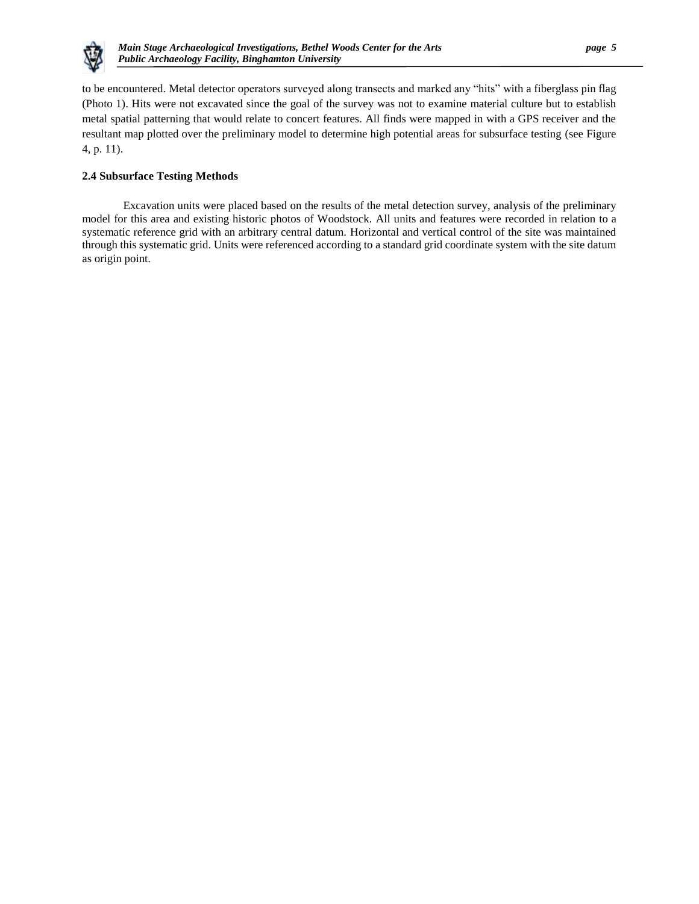to be encountered. Metal detector operators surveyed along transects and marked any "hits" with a fiberglass pin flag (Photo 1). Hits were not excavated since the goal of the survey was not to examine material culture but to establish metal spatial patterning that would relate to concert features. All finds were mapped in with a GPS receiver and the resultant map plotted over the preliminary model to determine high potential areas for subsurface testing (see Figure 4, p. 11).

**2.4 Subsurface Testing Methods**

Excavation units were placed based on the results of the metal detection survey, analysis of the preliminary model for this area and existing historic photos of Woodstock. All units and features were recorded in relation to a systematic reference grid with an arbitrary central datum. Horizontal and vertical control of the site was maintained through this systematic grid. Units were referenced according to a standard grid coordinate system with the site datum as origin point.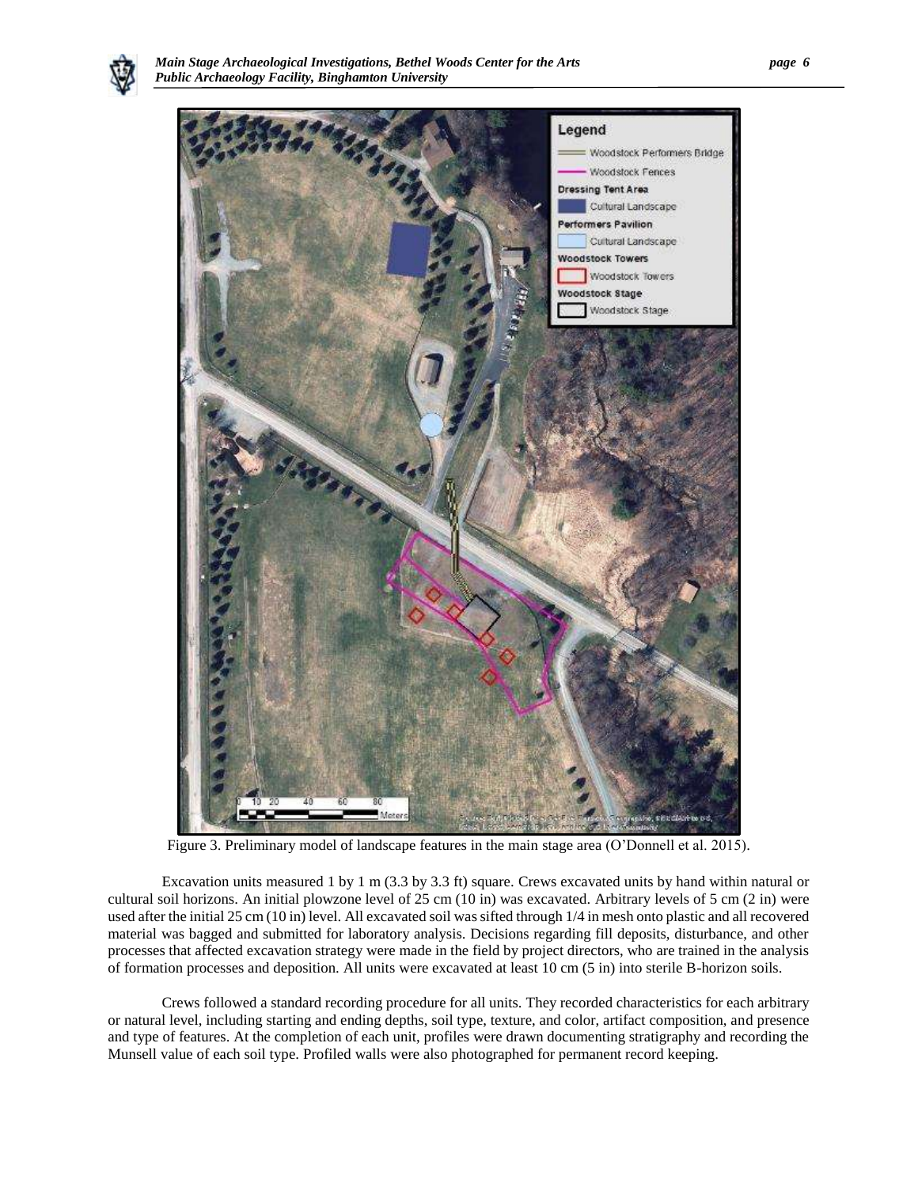Figure 3. Preliminary model of landscape features in the main stage area (O'Donnell et al. 2015).

Excavation units measured 1 by 1 m (3.3 by 3.3 ft) square. Crews excavated units by hand within natural or cultural soil horizons. An initial plowzone level of 25 cm (10 in) was excavated. Arbitrary levels of 5 cm (2 in) were used after the initial 25 cm (10 in) level. All excavated soil was sifted through 1/4 in mesh onto plastic and all recovered material was bagged and submitted for laboratory analysis. Decisions regarding fill deposits, disturbance, and other processes that affected excavation strategy were made in the field by project directors, who are trained in the analysis of formation processes and deposition. All units were excavated at least 10 cm (5 in) into sterile B-horizon soils.

Crews followed a standard recording procedure for all units. They recorded characteristics for each arbitrary or natural level, including starting and ending depths, soil type, texture, and color, artifact composition, and presence and type of features. At the completion of each unit, profiles were drawn documenting stratigraphy and recording the Munsell value of each soil type. Profiled walls were also photographed for permanent record keeping.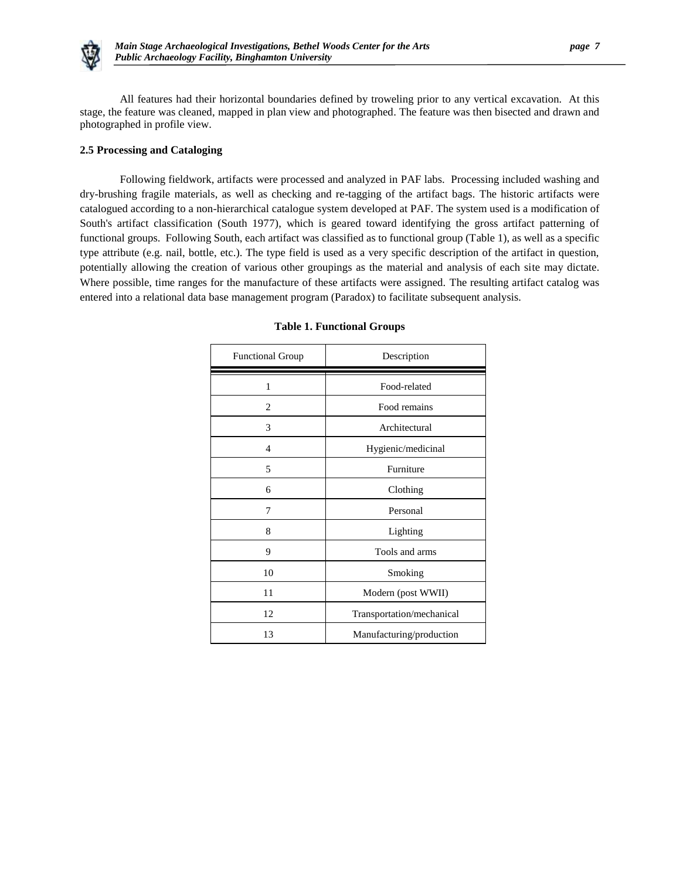All features had their horizontal boundaries defined by troweling prior to any vertical excavation. At this stage, the feature was cleaned, mapped in plan view and photographed. The feature was then bisected and drawn and photographed in profile view.

### 2.5 Processing and Cataloging

Following fieldwork, artifacts were processed and analyzed in PAF labs. Processing included washing and dry-brushing fragile materials, as well as checking and re-tagging of the artifact bags. The historic artifacts were catalogued according to a non-hierarchical catalogue system developed at PAF. The system used is a modification of South's artifact classification (South 1977), which is geared toward identifying the gross artifact patterning of functional groups. Following South, each artifact was classified as to functional group (Table 1), as well as a specific type attribute (e.g. nail, bottle, etc.). The type field is used as a very specific description of the artifact in question, potentially allowing the creation of various other groupings as the material and analysis of each site may dictate. Where possible, time ranges for the manufacture of these artifacts were assigned. The resulting artifact catalog was entered into a relational data base management program (Paradox) to facilitate subsequent analysis.

**Table 1. Functional Groups**

| Functional Group | Description |
|---|---|
| 1 | Food-related |
| 2 | Food remains |
| 3 | Architectural |
| 4 | Hygienic/medicinal |
| 5 | Furniture |
| 6 | Clothing |
| 7 | Personal |
| 8 | Lighting |
| 9 | Tools and arms |
| 10 | Smoking |
| 11 | Modern (post WWII) |
| 12 | Transportation/mechanical |
| 13 | Manufacturing/production |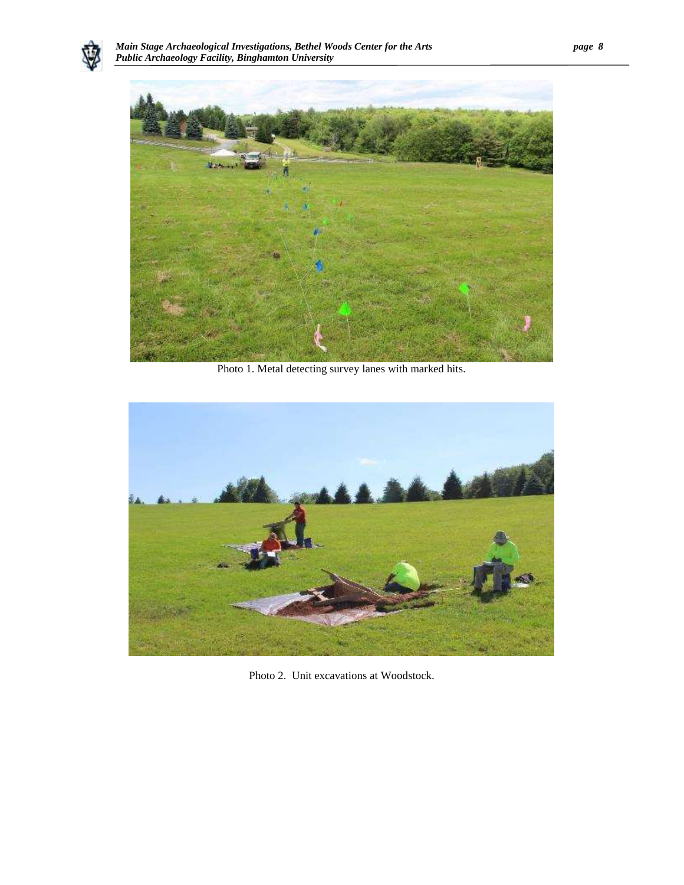Photo 1. Metal detecting survey lanes with marked hits.

Photo 2. Unit excavations at Woodstock.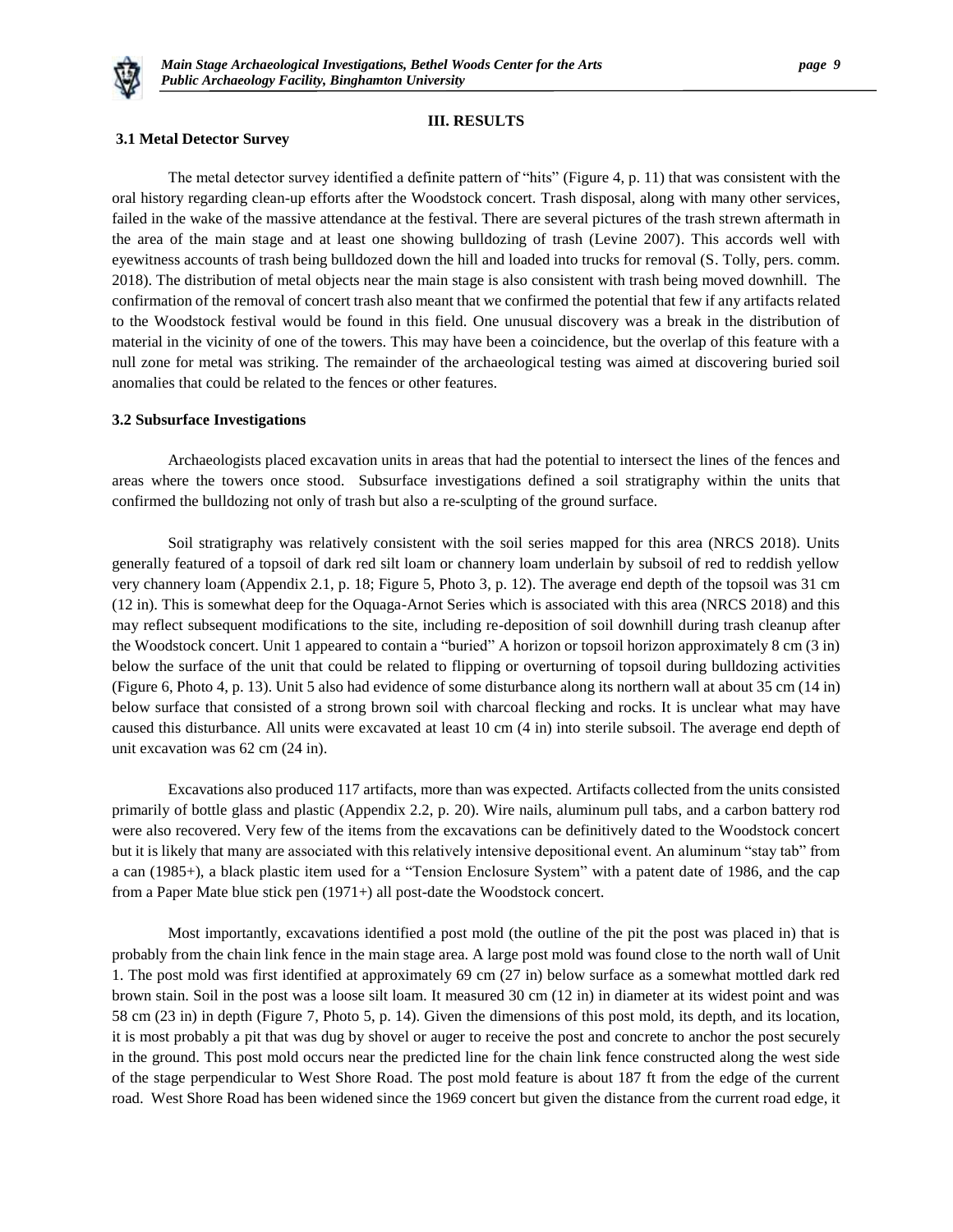## III. RESULTS

### 3.1 Metal Detector Survey

The metal detector survey identified a definite pattern of "hits" (Figure 4, p. 11) that was consistent with the oral history regarding clean-up efforts after the Woodstock concert. Trash disposal, along with many other services, failed in the wake of the massive attendance at the festival. There are several pictures of the trash strewn aftermath in the area of the main stage and at least one showing bulldozing of trash (Levine 2007). This accords well with eyewitness accounts of trash being bulldozed down the hill and loaded into trucks for removal (S. Tolly, pers. comm. 2018). The distribution of metal objects near the main stage is also consistent with trash being moved downhill. The confirmation of the removal of concert trash also meant that we confirmed the potential that few if any artifacts related to the Woodstock festival would be found in this field. One unusual discovery was a break in the distribution of material in the vicinity of one of the towers. This may have been a coincidence, but the overlap of this feature with a null zone for metal was striking. The remainder of the archaeological testing was aimed at discovering buried soil anomalies that could be related to the fences or other features.

### 3.2 Subsurface Investigations

Archaeologists placed excavation units in areas that had the potential to intersect the lines of the fences and areas where the towers once stood. Subsurface investigations defined a soil stratigraphy within the units that confirmed the bulldozing not only of trash but also a re-sculpting of the ground surface.

Soil stratigraphy was relatively consistent with the soil series mapped for this area (NRCS 2018). Units generally featured of a topsoil of dark red silt loam or channery loam underlain by subsoil of red to reddish yellow very channery loam (Appendix 2.1, p. 18; Figure 5, Photo 3, p. 12). The average end depth of the topsoil was 31 cm (12 in). This is somewhat deep for the Oquaga-Arnot Series which is associated with this area (NRCS 2018) and this may reflect subsequent modifications to the site, including re-deposition of soil downhill during trash cleanup after the Woodstock concert. Unit 1 appeared to contain a "buried" A horizon or topsoil horizon approximately 8 cm (3 in) below the surface of the unit that could be related to flipping or overturning of topsoil during bulldozing activities (Figure 6, Photo 4, p. 13). Unit 5 also had evidence of some disturbance along its northern wall at about 35 cm (14 in) below surface that consisted of a strong brown soil with charcoal flecking and rocks. It is unclear what may have caused this disturbance. All units were excavated at least 10 cm (4 in) into sterile subsoil. The average end depth of unit excavation was 62 cm (24 in).

Excavations also produced 117 artifacts, more than was expected. Artifacts collected from the units consisted primarily of bottle glass and plastic (Appendix 2.2, p. 20). Wire nails, aluminum pull tabs, and a carbon battery rod were also recovered. Very few of the items from the excavations can be definitively dated to the Woodstock concert but it is likely that many are associated with this relatively intensive depositional event. An aluminum "stay tab" from a can (1985+), a black plastic item used for a "Tension Enclosure System" with a patent date of 1986, and the cap from a Paper Mate blue stick pen (1971+) all post-date the Woodstock concert.

Most importantly, excavations identified a post mold (the outline of the pit the post was placed in) that is probably from the chain link fence in the main stage area. A large post mold was found close to the north wall of Unit 1. The post mold was first identified at approximately 69 cm (27 in) below surface as a somewhat mottled dark red brown stain. Soil in the post was a loose silt loam. It measured 30 cm (12 in) in diameter at its widest point and was 58 cm (23 in) in depth (Figure 7, Photo 5, p. 14). Given the dimensions of this post mold, its depth, and its location, it is most probably a pit that was dug by shovel or auger to receive the post and concrete to anchor the post securely in the ground. This post mold occurs near the predicted line for the chain link fence constructed along the west side of the stage perpendicular to West Shore Road. The post mold feature is about 187 ft from the edge of the current road. West Shore Road has been widened since the 1969 concert but given the distance from the current road edge, it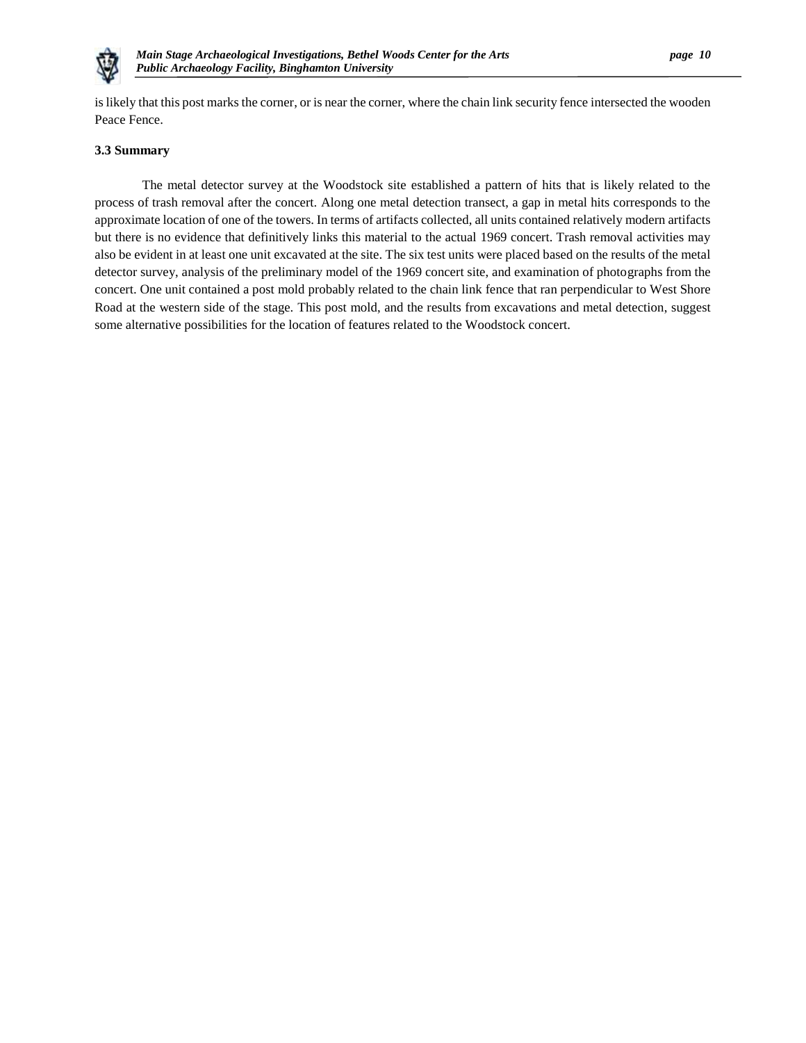is likely that this post marks the corner, or is near the corner, where the chain link security fence intersected the wooden Peace Fence.

### 3.3 Summary

The metal detector survey at the Woodstock site established a pattern of hits that is likely related to the process of trash removal after the concert. Along one metal detection transect, a gap in metal hits corresponds to the approximate location of one of the towers. In terms of artifacts collected, all units contained relatively modern artifacts but there is no evidence that definitively links this material to the actual 1969 concert. Trash removal activities may also be evident in at least one unit excavated at the site. The six test units were placed based on the results of the metal detector survey, analysis of the preliminary model of the 1969 concert site, and examination of photographs from the concert. One unit contained a post mold probably related to the chain link fence that ran perpendicular to West Shore Road at the western side of the stage. This post mold, and the results from excavations and metal detection, suggest some alternative possibilities for the location of features related to the Woodstock concert.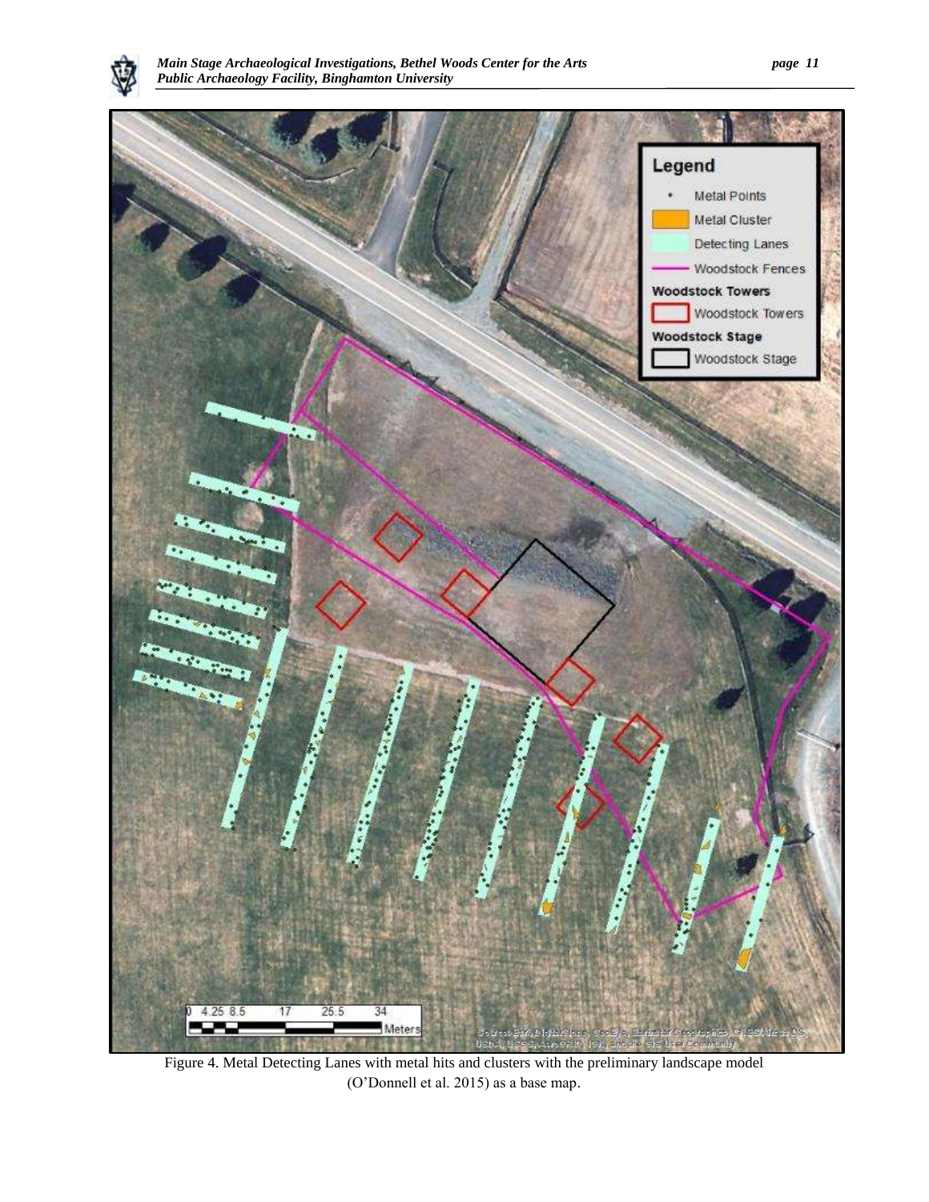Figure 4. Metal Detecting Lanes with metal hits and clusters with the preliminary landscape model (O'Donnell et al. 2015) as a base map.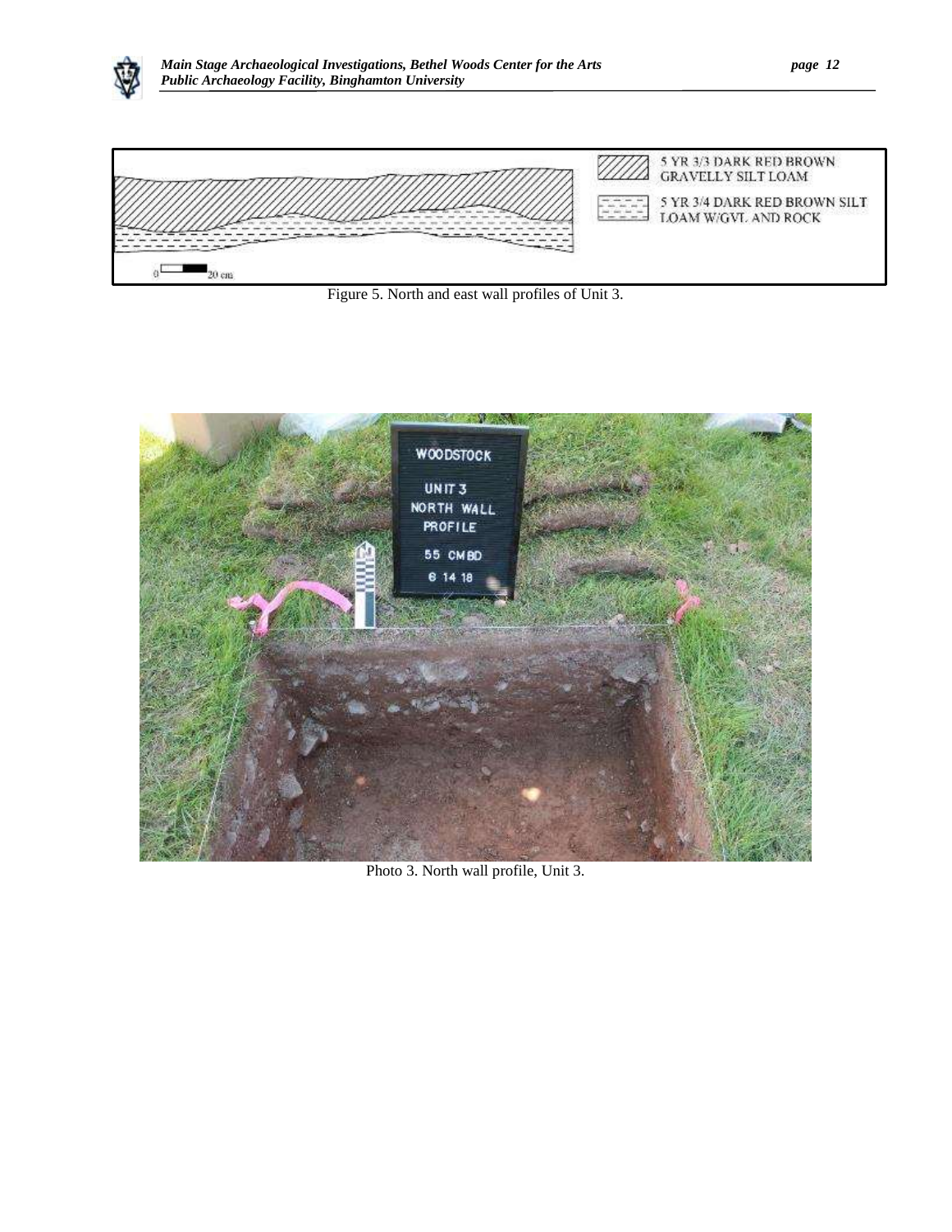5 YR 3/3 DARK RED BROWN GRAVELLY SILT LOAM

5 YR 3/4 DARK RED BROWN SILT LOAM W/GVL AND ROCK

0 20 cm

Figure 5. North and east wall profiles of Unit 3.

Photo 3. North wall profile, Unit 3.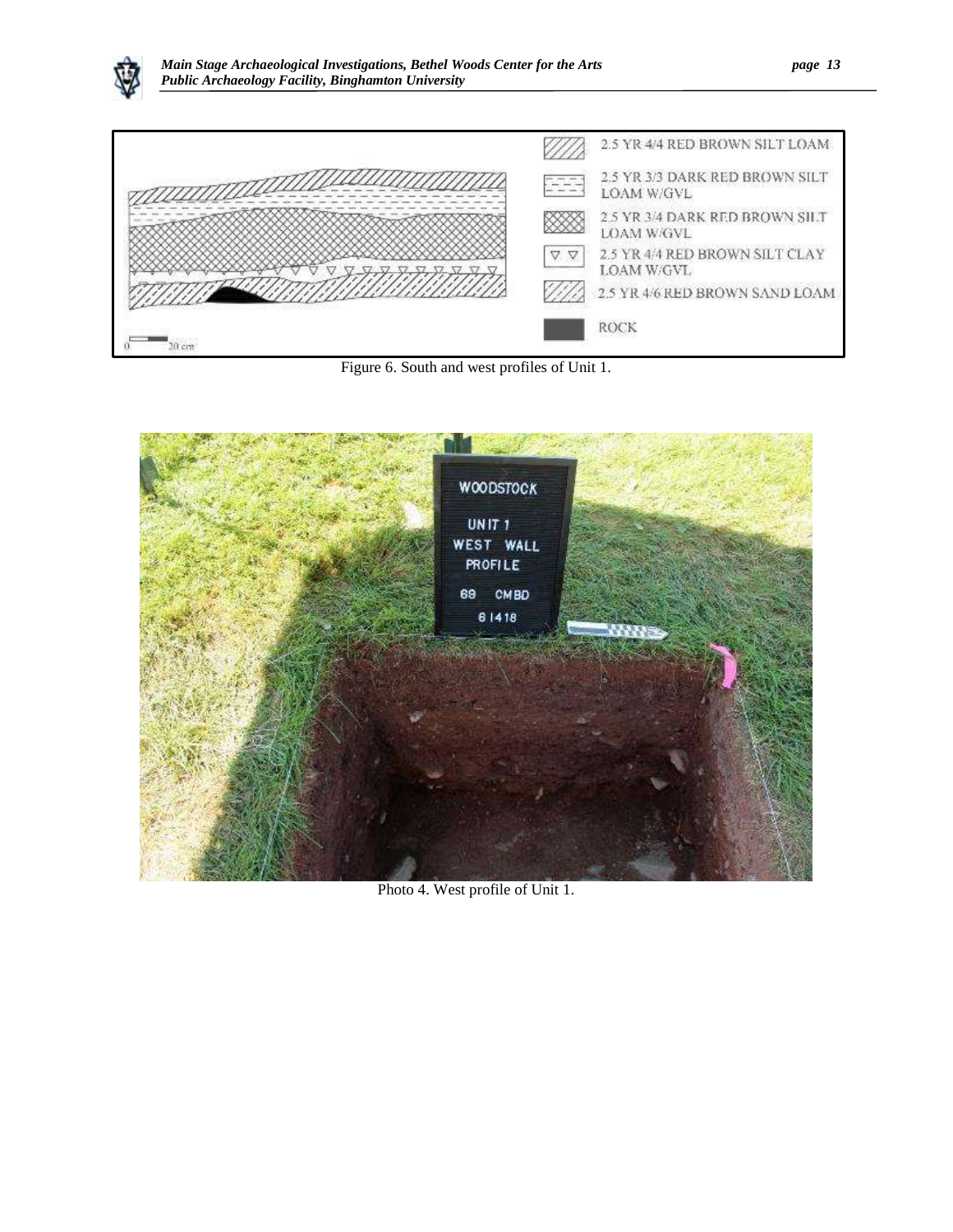| | |
|---|---|
| | 2.5 YR 4/4 RED BROWN SILT LOAM |
| | 2.5 YR 3/3 DARK RED BROWN SILT LOAM W/GVL |
| | 2.5 YR 3/4 DARK RED BROWN SILT LOAM W/GVL |
| ▽ ▽ | 2.5 YR 4/4 RED BROWN SILT CLAY LOAM W/GVL |
| | 2.5 YR 4/6 RED BROWN SAND LOAM |
| | ROCK |

0 20 cm

Figure 6. South and west profiles of Unit 1.

WOODSTOCK
UNIT 1
WEST WALL
PROFILE
69 CMBD
6 14 18

Photo 4. West profile of Unit 1.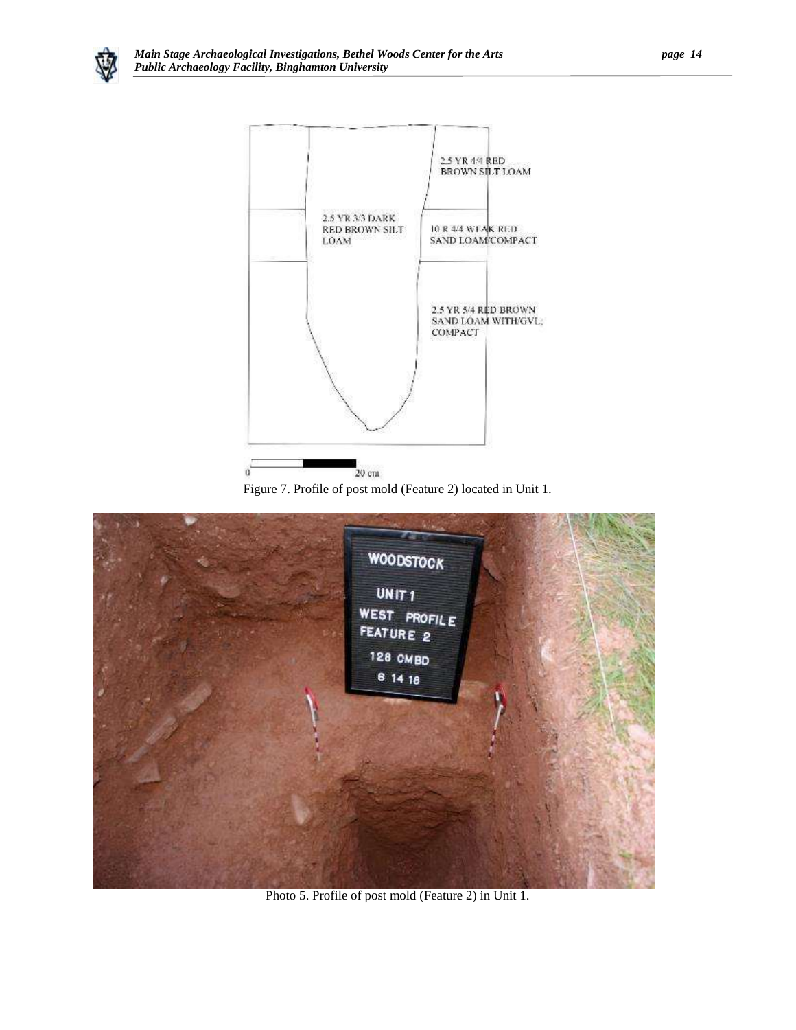Figure 7. Profile of post mold (Feature 2) located in Unit 1.

Photo 5. Profile of post mold (Feature 2) in Unit 1.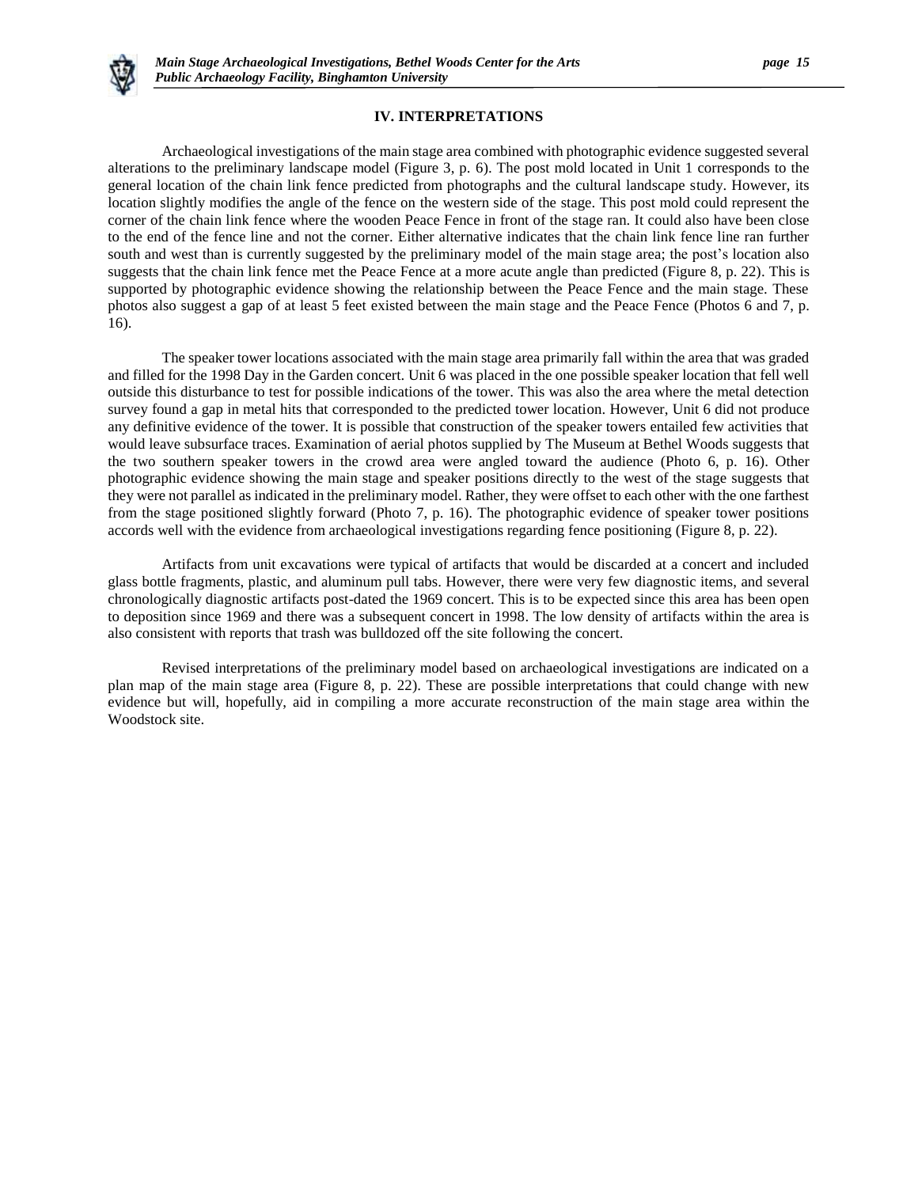## IV. INTERPRETATIONS

Archaeological investigations of the main stage area combined with photographic evidence suggested several alterations to the preliminary landscape model (Figure 3, p. 6). The post mold located in Unit 1 corresponds to the general location of the chain link fence predicted from photographs and the cultural landscape study. However, its location slightly modifies the angle of the fence on the western side of the stage. This post mold could represent the corner of the chain link fence where the wooden Peace Fence in front of the stage ran. It could also have been close to the end of the fence line and not the corner. Either alternative indicates that the chain link fence line ran further south and west than is currently suggested by the preliminary model of the main stage area; the post's location also suggests that the chain link fence met the Peace Fence at a more acute angle than predicted (Figure 8, p. 22). This is supported by photographic evidence showing the relationship between the Peace Fence and the main stage. These photos also suggest a gap of at least 5 feet existed between the main stage and the Peace Fence (Photos 6 and 7, p. 16).

The speaker tower locations associated with the main stage area primarily fall within the area that was graded and filled for the 1998 Day in the Garden concert. Unit 6 was placed in the one possible speaker location that fell well outside this disturbance to test for possible indications of the tower. This was also the area where the metal detection survey found a gap in metal hits that corresponded to the predicted tower location. However, Unit 6 did not produce any definitive evidence of the tower. It is possible that construction of the speaker towers entailed few activities that would leave subsurface traces. Examination of aerial photos supplied by The Museum at Bethel Woods suggests that the two southern speaker towers in the crowd area were angled toward the audience (Photo 6, p. 16). Other photographic evidence showing the main stage and speaker positions directly to the west of the stage suggests that they were not parallel as indicated in the preliminary model. Rather, they were offset to each other with the one farthest from the stage positioned slightly forward (Photo 7, p. 16). The photographic evidence of speaker tower positions accords well with the evidence from archaeological investigations regarding fence positioning (Figure 8, p. 22).

Artifacts from unit excavations were typical of artifacts that would be discarded at a concert and included glass bottle fragments, plastic, and aluminum pull tabs. However, there were very few diagnostic items, and several chronologically diagnostic artifacts post-dated the 1969 concert. This is to be expected since this area has been open to deposition since 1969 and there was a subsequent concert in 1998. The low density of artifacts within the area is also consistent with reports that trash was bulldozed off the site following the concert.

Revised interpretations of the preliminary model based on archaeological investigations are indicated on a plan map of the main stage area (Figure 8, p. 22). These are possible interpretations that could change with new evidence but will, hopefully, aid in compiling a more accurate reconstruction of the main stage area within the Woodstock site.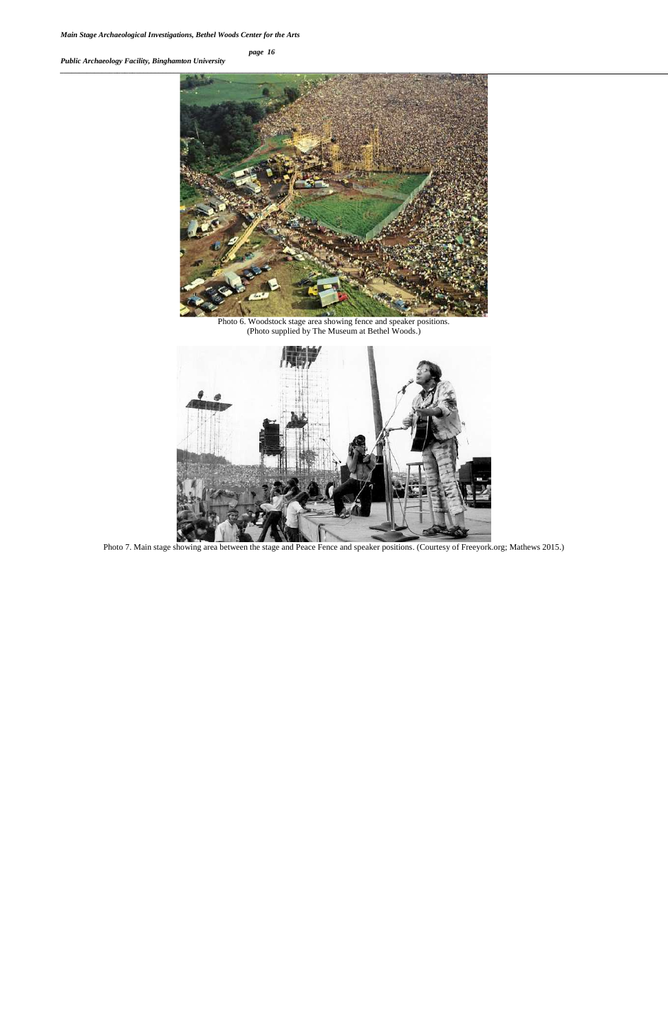Photo 6. Woodstock stage area showing fence and speaker positions. (Photo supplied by The Museum at Bethel Woods.)

Photo 7. Main stage showing area between the stage and Peace Fence and speaker positions. (Courtesy of Freeyork.org; Mathews 2015.)